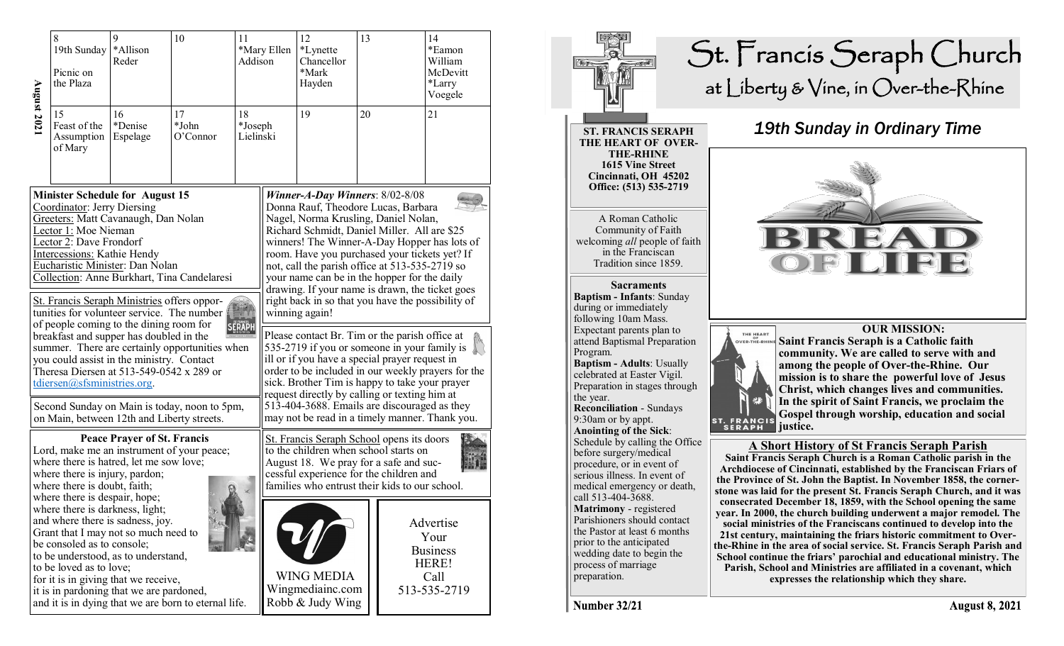| August 2021 | | | | | | |
|---|---|---|---|---|---|---|
| 8<br>19th Sunday<br>Picnic on the Plaza | 9<br>*Allison Reder | 10 | 11<br>*Mary Ellen Addison | 12<br>*Lynette Chancellor<br>*Mark Hayden | 13 | 14<br>*Eamon William McDevitt<br>*Larry Voegele |
| 15<br>Feast of the Assumption of Mary | 16<br>*Denise Espelage | 17<br>*John O'Connor | 18<br>*Joseph Lielinski | 19 | 20 | 21 |

**Minister Schedule for August 15**
Coordinator: Jerry Diersing
Greeters: Matt Cavanaugh, Dan Nolan
Lector 1: Moe Nieman
Lector 2: Dave Frondorf
Intercessions: Kathie Hendy
Eucharistic Minister: Dan Nolan
Collection: Anne Burkhart, Tina Candelaresi

St. Francis Seraph Ministries offers opportunities for volunteer service. The number of people coming to the dining room for breakfast and supper has doubled in the summer. There are certainly opportunities when you could assist in the ministry. Contact Theresa Diersen at 513-549-0542 x 289 or tdiersen@sfsministries.org.

Second Sunday on Main is today, noon to 5pm, on Main, between 12th and Liberty streets.

**Peace Prayer of St. Francis**
Lord, make me an instrument of your peace;
where there is hatred, let me sow love;
where there is injury, pardon;
where there is doubt, faith;
where there is despair, hope;
where there is darkness, light;
and where there is sadness, joy.
Grant that I may not so much need to be consoled as to console;
to be understood, as to understand,
to be loved as to love;
for it is in giving that we receive,
it is in pardoning that we are pardoned,
and it is in dying that we are born to eternal life.

***Winner-A-Day Winners***: 8/02-8/08
Donna Rauf, Theodore Lucas, Barbara Nagel, Norma Krusling, Daniel Nolan, Richard Schmidt, Daniel Miller. All are $25 winners! The Winner-A-Day Hopper has lots of room. Have you purchased your tickets yet? If not, call the parish office at 513-535-2719 so your name can be in the hopper for the daily drawing. If your name is drawn, the ticket goes right back in so that you have the possibility of winning again!

Please contact Br. Tim or the parish office at 535-2719 if you or someone in your family is ill or if you have a special prayer request in order to be included in our weekly prayers for the sick. Brother Tim is happy to take your prayer request directly by calling or texting him at 513-404-3688. Emails are discouraged as they may not be read in a timely manner. Thank you.

St. Francis Seraph School opens its doors to the children when school starts on August 18. We pray for a safe and successful experience for the children and families who entrust their kids to our school.

WING MEDIA
Wingmediainc.com
Robb & Judy Wing

Advertise Your Business HERE!
Call 513-535-2719

# St. Francis Seraph Church
## at Liberty & Vine, in Over-the-Rhine

**ST. FRANCIS SERAPH**
**THE HEART OF OVER-THE-RHINE**
**1615 Vine Street**
**Cincinnati, OH 45202**
**Office: (513) 535-2719**

A Roman Catholic Community of Faith welcoming *all* people of faith in the Franciscan Tradition since 1859.

**Sacraments**
**Baptism - Infants**: Sunday during or immediately following 10am Mass. Expectant parents plan to attend Baptismal Preparation Program.
**Baptism - Adults**: Usually celebrated at Easter Vigil. Preparation in stages through the year.
**Reconciliation** - Sundays 9:30am or by appt.
**Anointing of the Sick**: Schedule by calling the Office before surgery/medical procedure, or in event of serious illness. In event of medical emergency or death, call 513-404-3688.
**Matrimony** - registered Parishioners should contact the Pastor at least 6 months prior to the anticipated wedding date to begin the process of marriage preparation.

## *19th Sunday in Ordinary Time*

BREAD OF LIFE

**OUR MISSION:**
**Saint Francis Seraph is a Catholic faith community. We are called to serve with and among the people of Over-the-Rhine. Our mission is to share the powerful love of Jesus Christ, which changes lives and communities. In the spirit of Saint Francis, we proclaim the Gospel through worship, education and social justice.**

**A Short History of St Francis Seraph Parish**
**Saint Francis Seraph Church is a Roman Catholic parish in the Archdiocese of Cincinnati, established by the Franciscan Friars of the Province of St. John the Baptist. In November 1858, the cornerstone was laid for the present St. Francis Seraph Church, and it was consecrated December 18, 1859, with the School opening the same year. In 2000, the church building underwent a major remodel. The social ministries of the Franciscans continued to develop into the 21st century, maintaining the friars historic commitment to Over-the-Rhine in the area of social service. St. Francis Seraph Parish and School continue the friars' parochial and educational ministry. The Parish, School and Ministries are affiliated in a covenant, which expresses the relationship which they share.**

Number 32/21 — August 8, 2021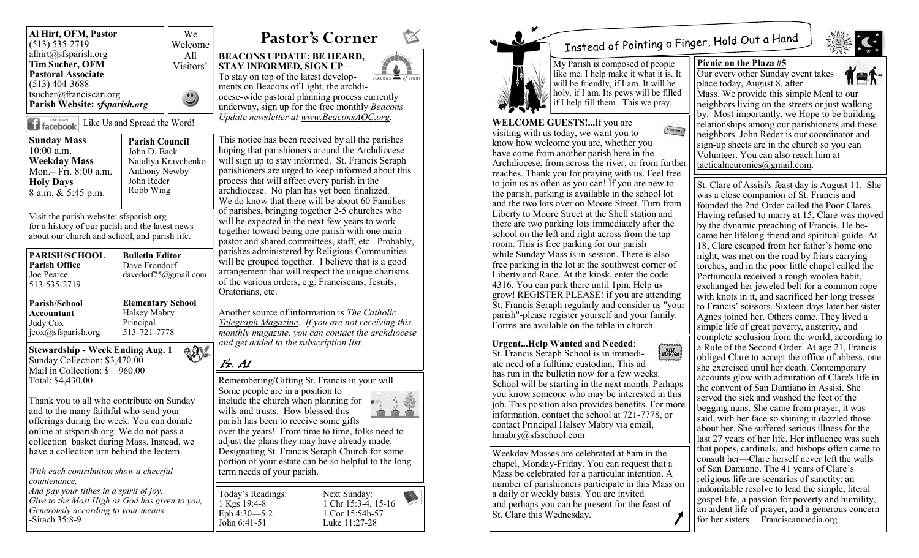**Al Hirt, OFM, Pastor**
(513) 535-2719
alhirt@sfsparish.org
**Tim Sucher, OFM**
**Pastoral Associate**
(513) 404-3688
tsucher@franciscan.org
**Parish Website: *sfsparish.org***

We Welcome All Visitors!

Like Us and Spread the Word!

**Sunday Mass**
10:00 a.m.
**Weekday Mass**
Mon.– Fri. 8:00 a.m.
**Holy Days**
8 a.m. & 5:45 p.m.

**Parish Council**
John D. Back
Nataliya Kravchenko
Anthony Newby
John Reder
Robb Wing

Visit the parish website: sfsparish.org for a history of our parish and the latest news about our church and school, and parish life.

**PARISH/SCHOOL**
**Parish Office**
Joe Pearce
513-535-2719

**Bulletin Editor**
Dave Frondorf
davedorf75@gmail.com

**Parish/School Accountant**
Judy Cox
jcox@sfsparish.org

**Elementary School**
Halsey Mabry
Principal
513-721-7778

**Stewardship - Week Ending Aug. 1**
Sunday Collection: $3,470.00
Mail in Collection: $ 960.00
Total: $4,430.00

Thank you to all who contribute on Sunday and to the many faithful who send your offerings during the week. You can donate online at sfsparish.org. We do not pass a collection basket during Mass. Instead, we have a collection urn behind the lectern.

*With each contribution show a cheerful countenance,*
*And pay your tithes in a spirit of joy.*
*Give to the Most High as God has given to you,*
*Generously according to your means.*
-Sirach 35:8-9

# Pastor's Corner

**BEACONS UPDATE: BE HEARD, STAY INFORMED, SIGN UP**— To stay on top of the latest developments on Beacons of Light, the archdiocese-wide pastoral planning process currently underway, sign up for the free monthly *Beacons Update newsletter at www.BeaconsAOC.org.*

This notice has been received by all the parishes hoping that parishioners around the Archdiocese will sign up to stay informed. St. Francis Seraph parishioners are urged to keep informed about this process that will affect every parish in the archdiocese. No plan has yet been finalized. We do know that there will be about 60 Families of parishes, bringing together 2-5 churches who will be expected in the next few years to work together toward being one parish with one main pastor and shared committees, staff, etc. Probably, parishes administered by Religious Communities will be grouped together. I believe that is a good arrangement that will respect the unique charisms of the various orders, e.g. Franciscans, Jesuits, Oratorians, etc.

Another source of information is *The Catholic Telegraph Magazine*. *If you are not receiving this monthly magazine, you can contact the archdiocese and get added to the subscription list.*

*Fr. Al*

Remembering/Gifting St. Francis in your will
Some people are in a position to include the church when planning for wills and trusts. How blessed this parish has been to receive some gifts over the years! From time to time, folks need to adjust the plans they may have already made. Designating St. Francis Seraph Church for some portion of your estate can be so helpful to the long term needs of your parish.

| | |
|---|---|
| Today's Readings: | Next Sunday: |
| 1 Kgs 19:4-8 | 1 Chr 15:3-4, 15-16 |
| Eph 4:30—5:2 | 1 Cor 15:54b-57 |
| John 6:41-51 | Luke 11:27-28 |

## Instead of Pointing a Finger, Hold Out a Hand

My Parish is composed of people like me. I help make it what it is. It will be friendly, if I am. It will be holy, if I am. Its pews will be filled if I help fill them. This we pray.

**WELCOME GUESTS!...**If you are visiting with us today, we want you to know how welcome you are, whether you have come from another parish here in the Archdiocese, from across the river, or from further reaches. Thank you for praying with us. Feel free to join us as often as you can! If you are new to the parish, parking is available in the school lot and the two lots over on Moore Street. Turn from Liberty to Moore Street at the Shell station and there are two parking lots immediately after the school on the left and right across from the tap room. This is free parking for our parish while Sunday Mass is in session. There is also free parking in the lot at the southwest corner of Liberty and Race. At the kiosk, enter the code 4316. You can park there until 1pm. Help us grow! REGISTER PLEASE! if you are attending St. Francis Seraph regularly and consider us "your parish"-please register yourself and your family. Forms are available on the table in church.

**Urgent...Help Wanted and Needed**:
St. Francis Seraph School is in immediate need of a fulltime custodian. This ad has run in the bulletin now for a few weeks. School will be starting in the next month. Perhaps you know someone who may be interested in this job. This position also provides benefits. For more information, contact the school at 721-7778, or contact Principal Halsey Mabry via email, hmabry@sfsschool.com

Weekday Masses are celebrated at 8am in the chapel, Monday-Friday. You can request that a Mass be celebrated for a particular intention. A number of parishioners participate in this Mass on a daily or weekly basis. You are invited and perhaps you can be present for the feast of St. Clare this Wednesday.

**Picnic on the Plaza #5**
Our every other Sunday event takes place today, August 8, after Mass. We provide this simple Meal to our neighbors living on the streets or just walking by. Most importantly, we Hope to be building relationships among our parishioners and these neighbors. John Reder is our coordinator and sign-up sheets are in the church so you can Volunteer. You can also reach him at tacticalneuronics@gmail.com.

St. Clare of Assisi's feast day is August 11. She was a close companion of St. Francis and founded the 2nd Order called the Poor Clares. Having refused to marry at 15, Clare was moved by the dynamic preaching of Francis. He became her lifelong friend and spiritual guide. At 18, Clare escaped from her father's home one night, was met on the road by friars carrying torches, and in the poor little chapel called the Portiuncula received a rough woolen habit, exchanged her jeweled belt for a common rope with knots in it, and sacrificed her long tresses to Francis' scissors. Sixteen days later her sister Agnes joined her. Others came. They lived a simple life of great poverty, austerity, and complete seclusion from the world, according to a Rule of the Second Order. At age 21, Francis obliged Clare to accept the office of abbess, one she exercised until her death. Contemporary accounts glow with admiration of Clare's life in the convent of San Damiano in Assisi. She served the sick and washed the feet of the begging nuns. She came from prayer, it was said, with her face so shining it dazzled those about her. She suffered serious illness for the last 27 years of her life. Her influence was such that popes, cardinals, and bishops often came to consult her—Clare herself never left the walls of San Damiano. The 41 years of Clare's religious life are scenarios of sanctity: an indomitable resolve to lead the simple, literal gospel life, a passion for poverty and humility, an ardent life of prayer, and a generous concern for her sisters. Franciscanmedia.org